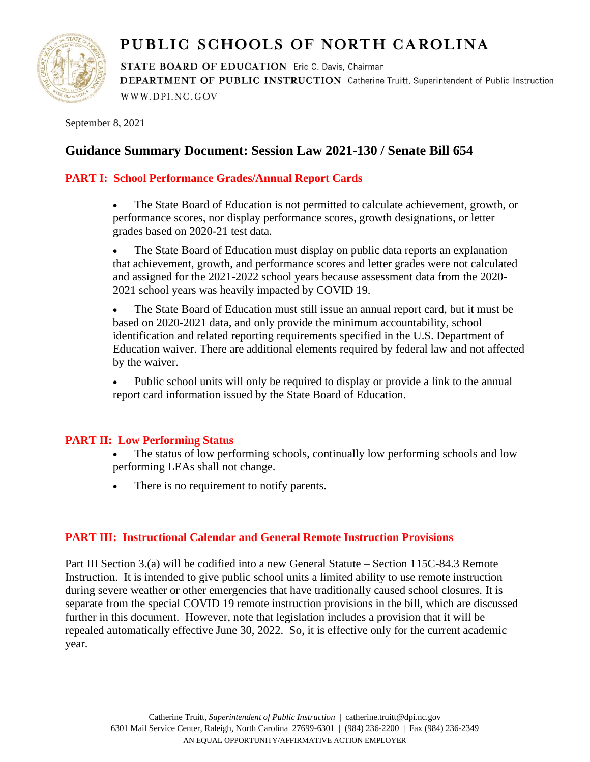# PUBLIC SCHOOLS OF NORTH CAROLINA

**STATE BOARD OF EDUCATION** Eric C. Davis, Chairman
**DEPARTMENT OF PUBLIC INSTRUCTION** Catherine Truitt, Superintendent of Public Instruction
WWW.DPI.NC.GOV

September 8, 2021

## Guidance Summary Document: Session Law 2021-130 / Senate Bill 654

### PART I: School Performance Grades/Annual Report Cards

- The State Board of Education is not permitted to calculate achievement, growth, or performance scores, nor display performance scores, growth designations, or letter grades based on 2020-21 test data.
- The State Board of Education must display on public data reports an explanation that achievement, growth, and performance scores and letter grades were not calculated and assigned for the 2021-2022 school years because assessment data from the 2020-2021 school years was heavily impacted by COVID 19.
- The State Board of Education must still issue an annual report card, but it must be based on 2020-2021 data, and only provide the minimum accountability, school identification and related reporting requirements specified in the U.S. Department of Education waiver. There are additional elements required by federal law and not affected by the waiver.
- Public school units will only be required to display or provide a link to the annual report card information issued by the State Board of Education.

### PART II: Low Performing Status

- The status of low performing schools, continually low performing schools and low performing LEAs shall not change.
- There is no requirement to notify parents.

### PART III: Instructional Calendar and General Remote Instruction Provisions

Part III Section 3.(a) will be codified into a new General Statute – Section 115C-84.3 Remote Instruction. It is intended to give public school units a limited ability to use remote instruction during severe weather or other emergencies that have traditionally caused school closures. It is separate from the special COVID 19 remote instruction provisions in the bill, which are discussed further in this document. However, note that legislation includes a provision that it will be repealed automatically effective June 30, 2022. So, it is effective only for the current academic year.

Catherine Truitt, *Superintendent of Public Instruction* | catherine.truitt@dpi.nc.gov
6301 Mail Service Center, Raleigh, North Carolina 27699-6301 | (984) 236-2200 | Fax (984) 236-2349
AN EQUAL OPPORTUNITY/AFFIRMATIVE ACTION EMPLOYER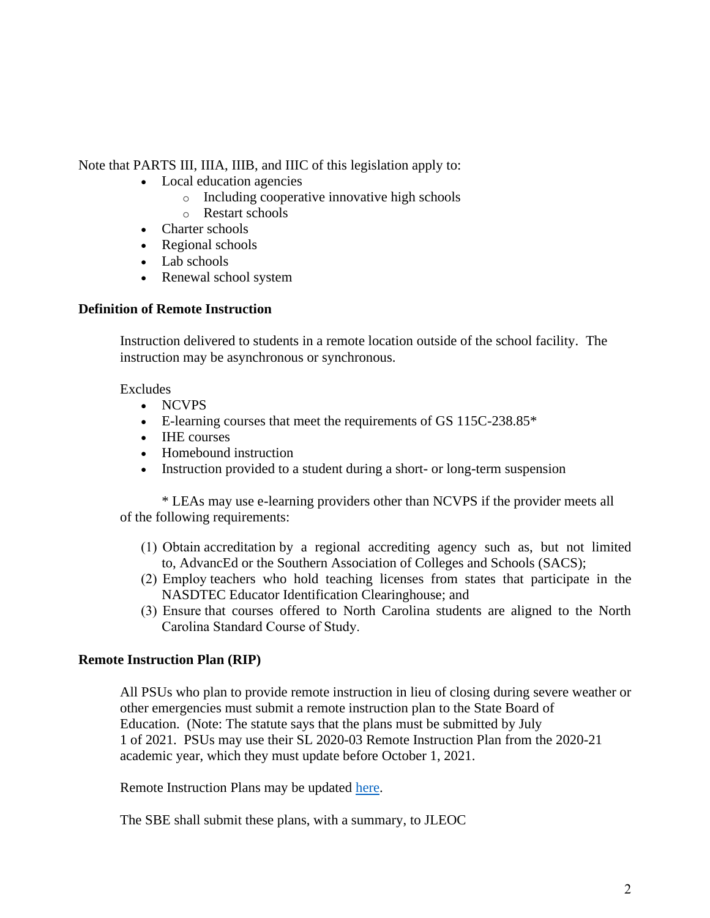Note that PARTS III, IIIA, IIIB, and IIIC of this legislation apply to:

- Local education agencies
  - Including cooperative innovative high schools
  - Restart schools
- Charter schools
- Regional schools
- Lab schools
- Renewal school system

**Definition of Remote Instruction**

Instruction delivered to students in a remote location outside of the school facility. The instruction may be asynchronous or synchronous.

Excludes

- NCVPS
- E-learning courses that meet the requirements of GS 115C-238.85*
- IHE courses
- Homebound instruction
- Instruction provided to a student during a short- or long-term suspension

\* LEAs may use e-learning providers other than NCVPS if the provider meets all of the following requirements:

(1) Obtain accreditation by a regional accrediting agency such as, but not limited to, AdvancEd or the Southern Association of Colleges and Schools (SACS);
(2) Employ teachers who hold teaching licenses from states that participate in the NASDTEC Educator Identification Clearinghouse; and
(3) Ensure that courses offered to North Carolina students are aligned to the North Carolina Standard Course of Study.

**Remote Instruction Plan (RIP)**

All PSUs who plan to provide remote instruction in lieu of closing during severe weather or other emergencies must submit a remote instruction plan to the State Board of Education. (Note: The statute says that the plans must be submitted by July 1 of 2021. PSUs may use their SL 2020-03 Remote Instruction Plan from the 2020-21 academic year, which they must update before October 1, 2021.

Remote Instruction Plans may be updated here.

The SBE shall submit these plans, with a summary, to JLEOC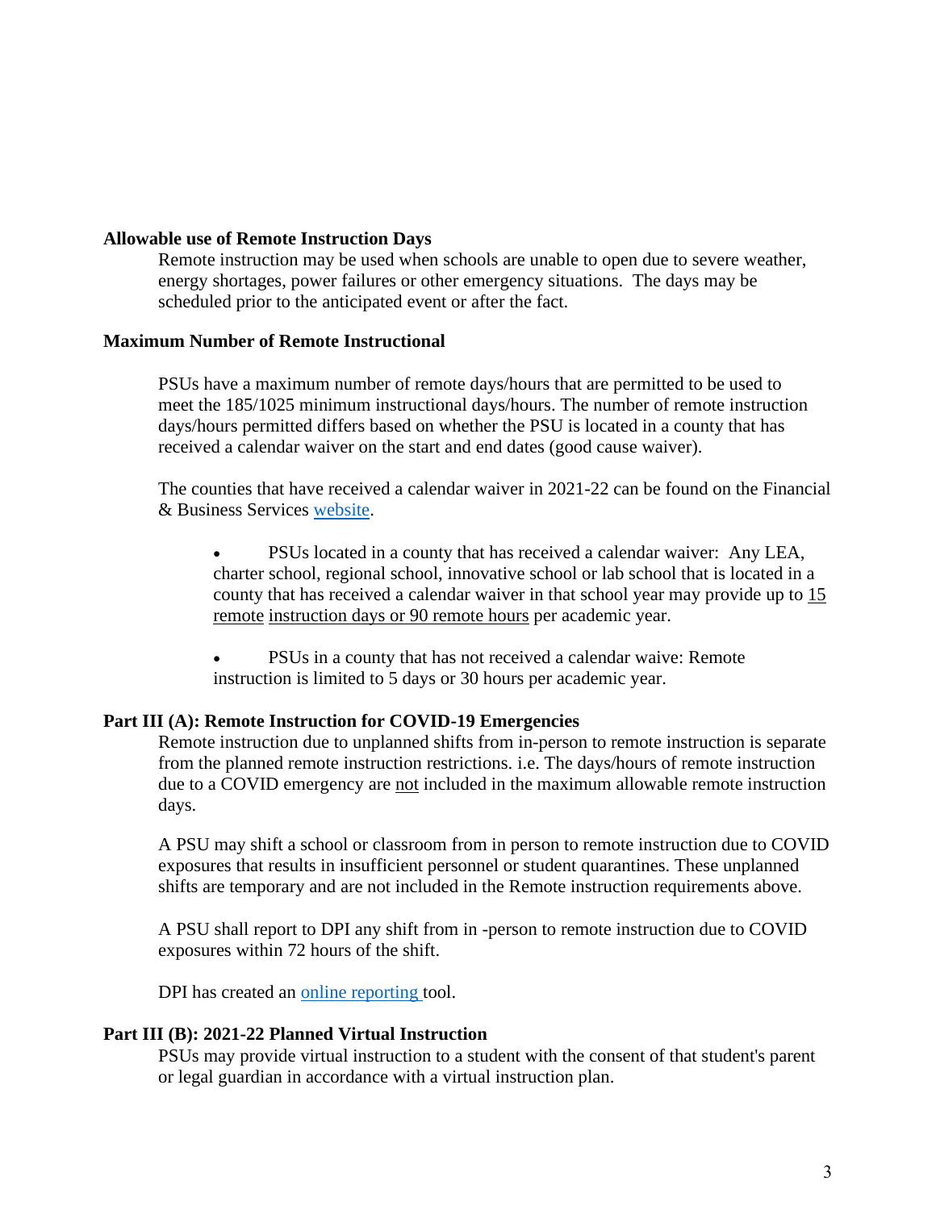**Allowable use of Remote Instruction Days**

Remote instruction may be used when schools are unable to open due to severe weather, energy shortages, power failures or other emergency situations. The days may be scheduled prior to the anticipated event or after the fact.

**Maximum Number of Remote Instructional**

PSUs have a maximum number of remote days/hours that are permitted to be used to meet the 185/1025 minimum instructional days/hours. The number of remote instruction days/hours permitted differs based on whether the PSU is located in a county that has received a calendar waiver on the start and end dates (good cause waiver).

The counties that have received a calendar waiver in 2021-22 can be found on the Financial & Business Services [website](website).

- PSUs located in a county that has received a calendar waiver: Any LEA, charter school, regional school, innovative school or lab school that is located in a county that has received a calendar waiver in that school year may provide up to <u>15 remote</u> <u>instruction days or 90 remote hours</u> per academic year.

- PSUs in a county that has not received a calendar waive: Remote instruction is limited to 5 days or 30 hours per academic year.

**Part III (A): Remote Instruction for COVID-19 Emergencies**

Remote instruction due to unplanned shifts from in-person to remote instruction is separate from the planned remote instruction restrictions. i.e. The days/hours of remote instruction due to a COVID emergency are <u>not</u> included in the maximum allowable remote instruction days.

A PSU may shift a school or classroom from in person to remote instruction due to COVID exposures that results in insufficient personnel or student quarantines. These unplanned shifts are temporary and are not included in the Remote instruction requirements above.

A PSU shall report to DPI any shift from in -person to remote instruction due to COVID exposures within 72 hours of the shift.

DPI has created an [online reporting](online reporting) tool.

**Part III (B): 2021-22 Planned Virtual Instruction**

PSUs may provide virtual instruction to a student with the consent of that student's parent or legal guardian in accordance with a virtual instruction plan.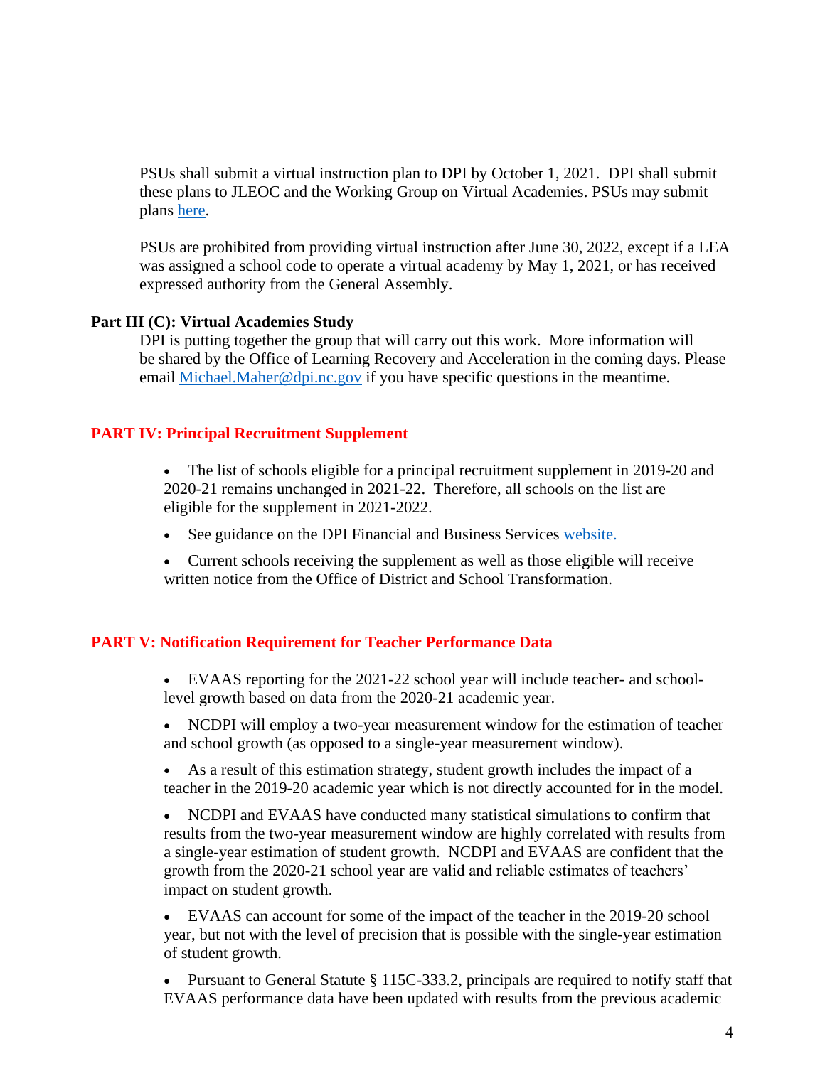PSUs shall submit a virtual instruction plan to DPI by October 1, 2021. DPI shall submit these plans to JLEOC and the Working Group on Virtual Academies. PSUs may submit plans here.

PSUs are prohibited from providing virtual instruction after June 30, 2022, except if a LEA was assigned a school code to operate a virtual academy by May 1, 2021, or has received expressed authority from the General Assembly.

**Part III (C): Virtual Academies Study**

DPI is putting together the group that will carry out this work. More information will be shared by the Office of Learning Recovery and Acceleration in the coming days. Please email Michael.Maher@dpi.nc.gov if you have specific questions in the meantime.

## PART IV: Principal Recruitment Supplement

- The list of schools eligible for a principal recruitment supplement in 2019-20 and 2020-21 remains unchanged in 2021-22. Therefore, all schools on the list are eligible for the supplement in 2021-2022.
- See guidance on the DPI Financial and Business Services website.
- Current schools receiving the supplement as well as those eligible will receive written notice from the Office of District and School Transformation.

## PART V: Notification Requirement for Teacher Performance Data

- EVAAS reporting for the 2021-22 school year will include teacher- and school-level growth based on data from the 2020-21 academic year.
- NCDPI will employ a two-year measurement window for the estimation of teacher and school growth (as opposed to a single-year measurement window).
- As a result of this estimation strategy, student growth includes the impact of a teacher in the 2019-20 academic year which is not directly accounted for in the model.
- NCDPI and EVAAS have conducted many statistical simulations to confirm that results from the two-year measurement window are highly correlated with results from a single-year estimation of student growth. NCDPI and EVAAS are confident that the growth from the 2020-21 school year are valid and reliable estimates of teachers' impact on student growth.
- EVAAS can account for some of the impact of the teacher in the 2019-20 school year, but not with the level of precision that is possible with the single-year estimation of student growth.
- Pursuant to General Statute § 115C-333.2, principals are required to notify staff that EVAAS performance data have been updated with results from the previous academic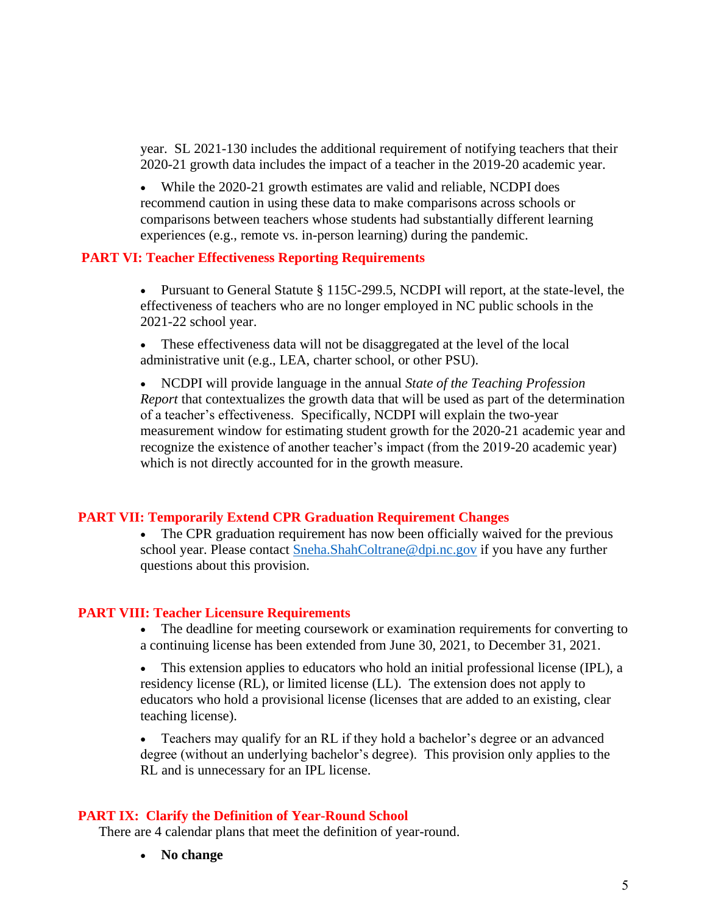year. SL 2021-130 includes the additional requirement of notifying teachers that their 2020-21 growth data includes the impact of a teacher in the 2019-20 academic year.

- While the 2020-21 growth estimates are valid and reliable, NCDPI does recommend caution in using these data to make comparisons across schools or comparisons between teachers whose students had substantially different learning experiences (e.g., remote vs. in-person learning) during the pandemic.

## PART VI: Teacher Effectiveness Reporting Requirements

- Pursuant to General Statute § 115C-299.5, NCDPI will report, at the state-level, the effectiveness of teachers who are no longer employed in NC public schools in the 2021-22 school year.
- These effectiveness data will not be disaggregated at the level of the local administrative unit (e.g., LEA, charter school, or other PSU).
- NCDPI will provide language in the annual *State of the Teaching Profession Report* that contextualizes the growth data that will be used as part of the determination of a teacher's effectiveness. Specifically, NCDPI will explain the two-year measurement window for estimating student growth for the 2020-21 academic year and recognize the existence of another teacher's impact (from the 2019-20 academic year) which is not directly accounted for in the growth measure.

## PART VII: Temporarily Extend CPR Graduation Requirement Changes

- The CPR graduation requirement has now been officially waived for the previous school year. Please contact Sneha.ShahColtrane@dpi.nc.gov if you have any further questions about this provision.

## PART VIII: Teacher Licensure Requirements

- The deadline for meeting coursework or examination requirements for converting to a continuing license has been extended from June 30, 2021, to December 31, 2021.
- This extension applies to educators who hold an initial professional license (IPL), a residency license (RL), or limited license (LL). The extension does not apply to educators who hold a provisional license (licenses that are added to an existing, clear teaching license).
- Teachers may qualify for an RL if they hold a bachelor's degree or an advanced degree (without an underlying bachelor's degree). This provision only applies to the RL and is unnecessary for an IPL license.

## PART IX: Clarify the Definition of Year-Round School

There are 4 calendar plans that meet the definition of year-round.

- **No change**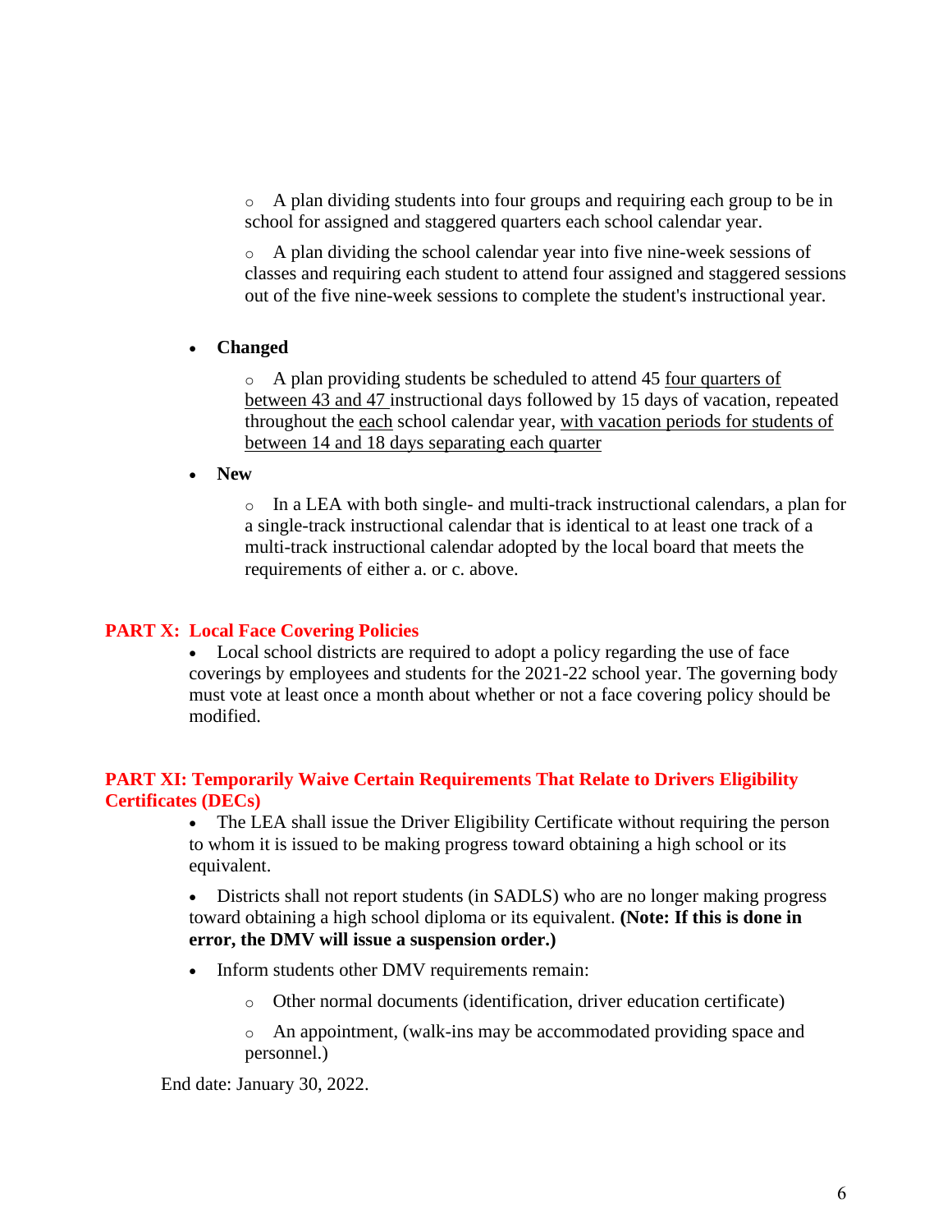- A plan dividing students into four groups and requiring each group to be in school for assigned and staggered quarters each school calendar year.
- A plan dividing the school calendar year into five nine-week sessions of classes and requiring each student to attend four assigned and staggered sessions out of the five nine-week sessions to complete the student's instructional year.

- **Changed**
  - A plan providing students be scheduled to attend 45 <u>four quarters of between 43 and 47</u> instructional days followed by 15 days of vacation, repeated throughout the <u>each</u> school calendar year, <u>with vacation periods for students of between 14 and 18 days separating each quarter</u>

- **New**
  - In a LEA with both single- and multi-track instructional calendars, a plan for a single-track instructional calendar that is identical to at least one track of a multi-track instructional calendar adopted by the local board that meets the requirements of either a. or c. above.

## PART X: Local Face Covering Policies

- Local school districts are required to adopt a policy regarding the use of face coverings by employees and students for the 2021-22 school year. The governing body must vote at least once a month about whether or not a face covering policy should be modified.

## PART XI: Temporarily Waive Certain Requirements That Relate to Drivers Eligibility Certificates (DECs)

- The LEA shall issue the Driver Eligibility Certificate without requiring the person to whom it is issued to be making progress toward obtaining a high school or its equivalent.
- Districts shall not report students (in SADLS) who are no longer making progress toward obtaining a high school diploma or its equivalent. **(Note: If this is done in error, the DMV will issue a suspension order.)**
- Inform students other DMV requirements remain:
  - Other normal documents (identification, driver education certificate)
  - An appointment, (walk-ins may be accommodated providing space and personnel.)

End date: January 30, 2022.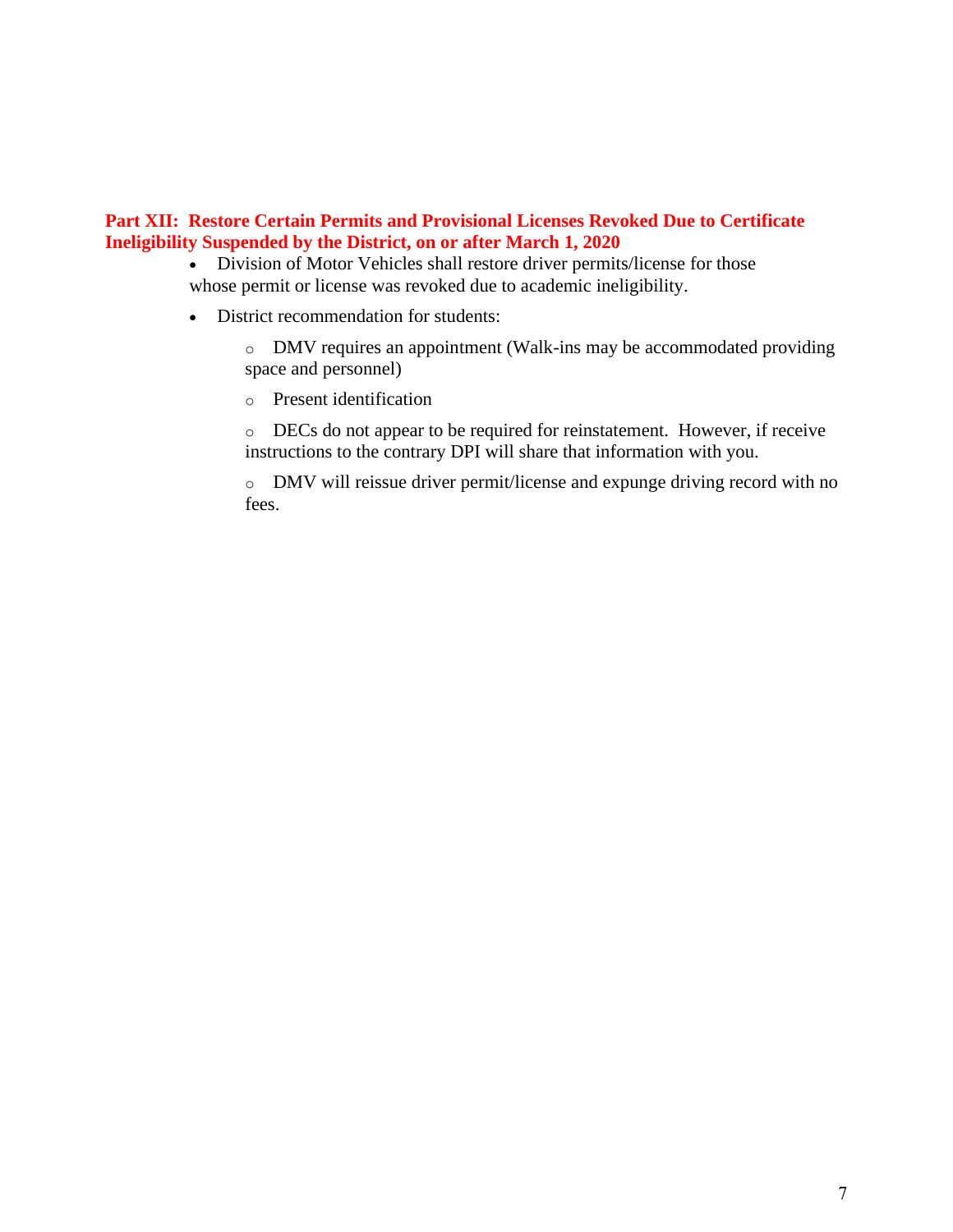## Part XII: Restore Certain Permits and Provisional Licenses Revoked Due to Certificate Ineligibility Suspended by the District, on or after March 1, 2020

- Division of Motor Vehicles shall restore driver permits/license for those whose permit or license was revoked due to academic ineligibility.

- District recommendation for students:

  - DMV requires an appointment (Walk-ins may be accommodated providing space and personnel)

  - Present identification

  - DECs do not appear to be required for reinstatement. However, if receive instructions to the contrary DPI will share that information with you.

  - DMV will reissue driver permit/license and expunge driving record with no fees.